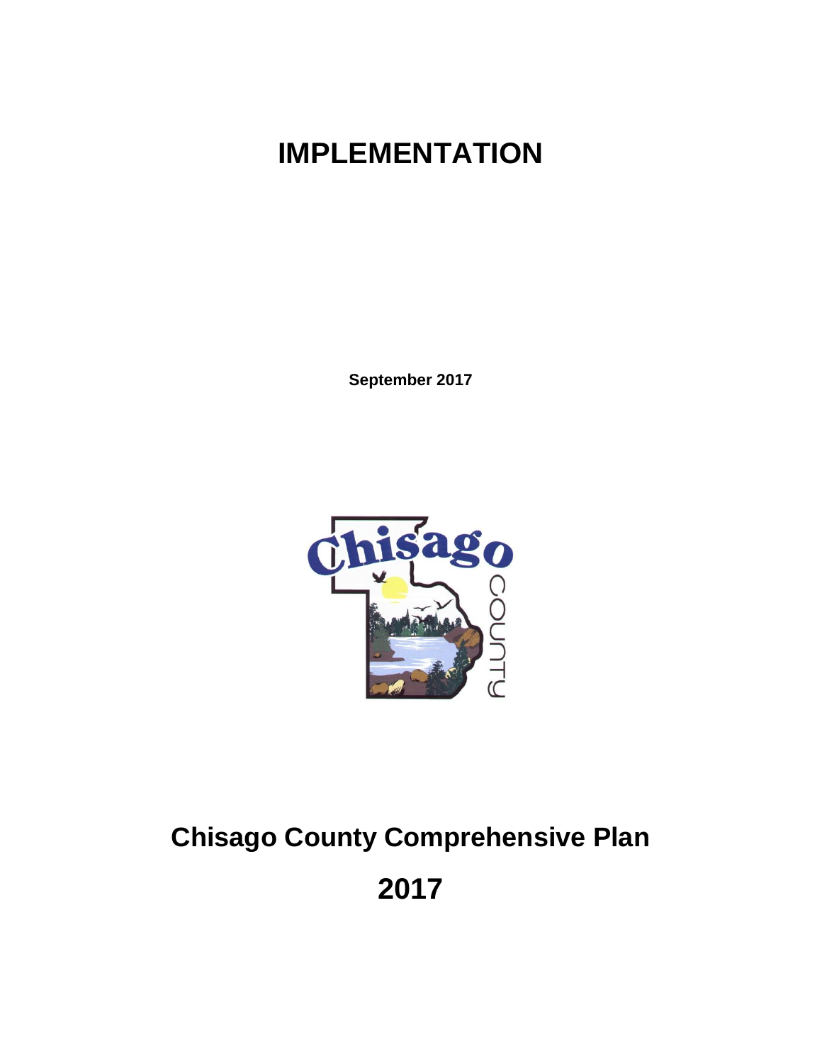# IMPLEMENTATION

**September 2017**

# Chisago County Comprehensive Plan

# 2017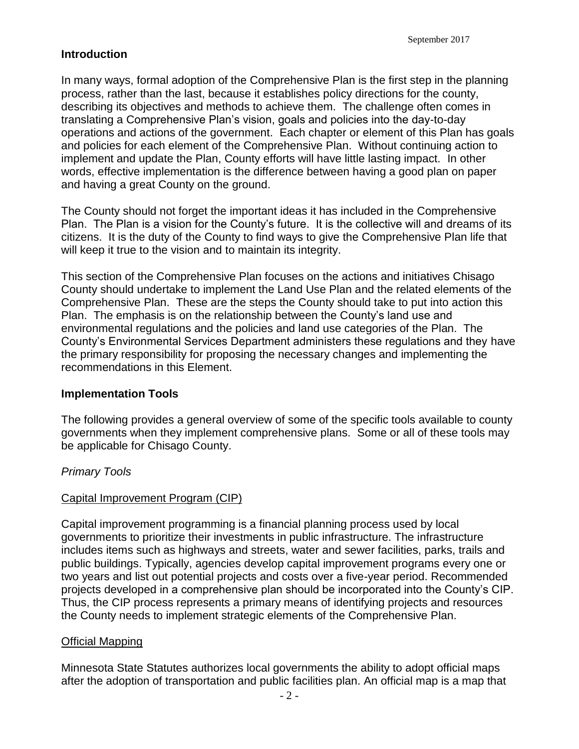## Introduction

In many ways, formal adoption of the Comprehensive Plan is the first step in the planning process, rather than the last, because it establishes policy directions for the county, describing its objectives and methods to achieve them. The challenge often comes in translating a Comprehensive Plan's vision, goals and policies into the day-to-day operations and actions of the government. Each chapter or element of this Plan has goals and policies for each element of the Comprehensive Plan. Without continuing action to implement and update the Plan, County efforts will have little lasting impact. In other words, effective implementation is the difference between having a good plan on paper and having a great County on the ground.

The County should not forget the important ideas it has included in the Comprehensive Plan. The Plan is a vision for the County's future. It is the collective will and dreams of its citizens. It is the duty of the County to find ways to give the Comprehensive Plan life that will keep it true to the vision and to maintain its integrity.

This section of the Comprehensive Plan focuses on the actions and initiatives Chisago County should undertake to implement the Land Use Plan and the related elements of the Comprehensive Plan. These are the steps the County should take to put into action this Plan. The emphasis is on the relationship between the County's land use and environmental regulations and the policies and land use categories of the Plan. The County's Environmental Services Department administers these regulations and they have the primary responsibility for proposing the necessary changes and implementing the recommendations in this Element.

## Implementation Tools

The following provides a general overview of some of the specific tools available to county governments when they implement comprehensive plans. Some or all of these tools may be applicable for Chisago County.

### *Primary Tools*

#### Capital Improvement Program (CIP)

Capital improvement programming is a financial planning process used by local governments to prioritize their investments in public infrastructure. The infrastructure includes items such as highways and streets, water and sewer facilities, parks, trails and public buildings. Typically, agencies develop capital improvement programs every one or two years and list out potential projects and costs over a five-year period. Recommended projects developed in a comprehensive plan should be incorporated into the County's CIP. Thus, the CIP process represents a primary means of identifying projects and resources the County needs to implement strategic elements of the Comprehensive Plan.

#### Official Mapping

Minnesota State Statutes authorizes local governments the ability to adopt official maps after the adoption of transportation and public facilities plan. An official map is a map that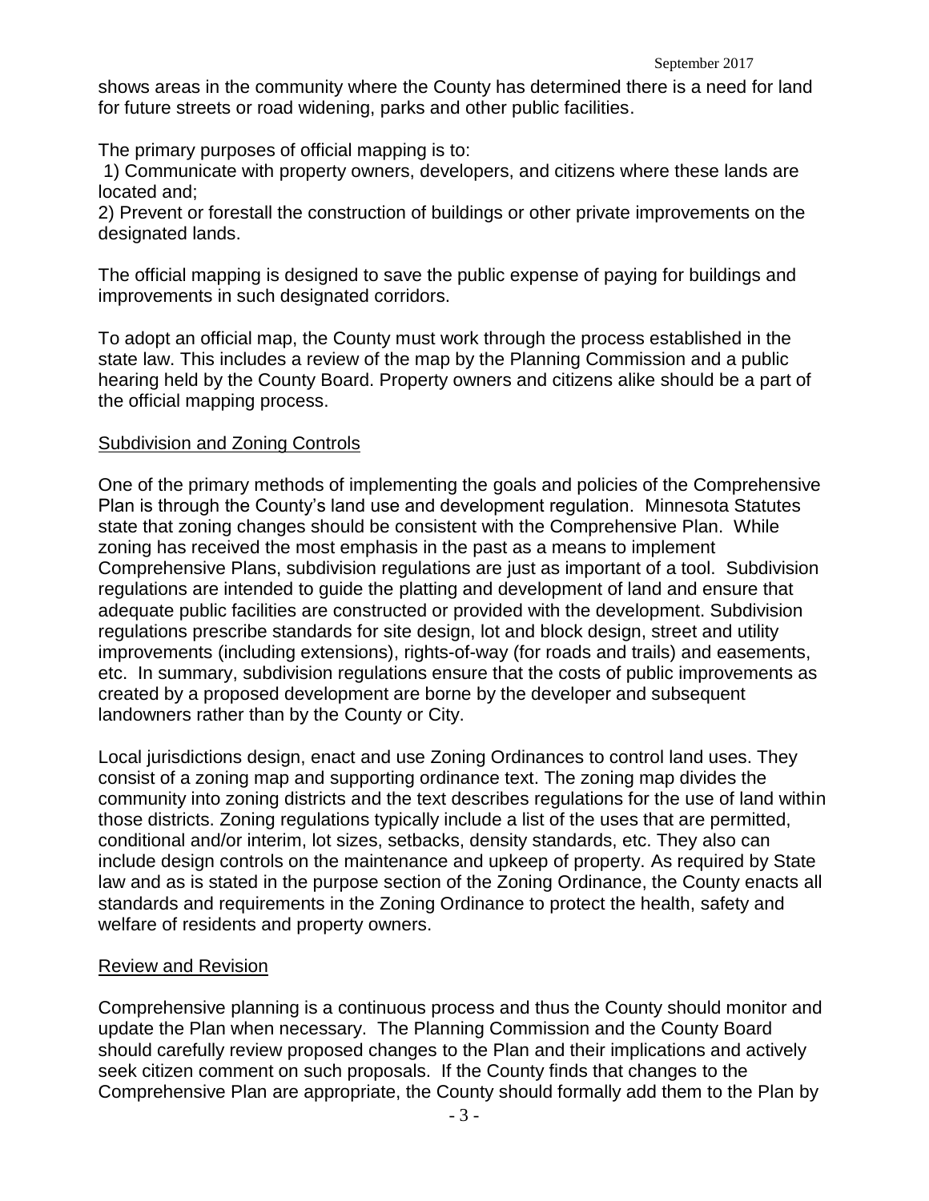shows areas in the community where the County has determined there is a need for land for future streets or road widening, parks and other public facilities.

The primary purposes of official mapping is to:

1) Communicate with property owners, developers, and citizens where these lands are located and;

2) Prevent or forestall the construction of buildings or other private improvements on the designated lands.

The official mapping is designed to save the public expense of paying for buildings and improvements in such designated corridors.

To adopt an official map, the County must work through the process established in the state law. This includes a review of the map by the Planning Commission and a public hearing held by the County Board. Property owners and citizens alike should be a part of the official mapping process.

## Subdivision and Zoning Controls

One of the primary methods of implementing the goals and policies of the Comprehensive Plan is through the County's land use and development regulation. Minnesota Statutes state that zoning changes should be consistent with the Comprehensive Plan. While zoning has received the most emphasis in the past as a means to implement Comprehensive Plans, subdivision regulations are just as important of a tool. Subdivision regulations are intended to guide the platting and development of land and ensure that adequate public facilities are constructed or provided with the development. Subdivision regulations prescribe standards for site design, lot and block design, street and utility improvements (including extensions), rights-of-way (for roads and trails) and easements, etc. In summary, subdivision regulations ensure that the costs of public improvements as created by a proposed development are borne by the developer and subsequent landowners rather than by the County or City.

Local jurisdictions design, enact and use Zoning Ordinances to control land uses. They consist of a zoning map and supporting ordinance text. The zoning map divides the community into zoning districts and the text describes regulations for the use of land within those districts. Zoning regulations typically include a list of the uses that are permitted, conditional and/or interim, lot sizes, setbacks, density standards, etc. They also can include design controls on the maintenance and upkeep of property. As required by State law and as is stated in the purpose section of the Zoning Ordinance, the County enacts all standards and requirements in the Zoning Ordinance to protect the health, safety and welfare of residents and property owners.

## Review and Revision

Comprehensive planning is a continuous process and thus the County should monitor and update the Plan when necessary. The Planning Commission and the County Board should carefully review proposed changes to the Plan and their implications and actively seek citizen comment on such proposals. If the County finds that changes to the Comprehensive Plan are appropriate, the County should formally add them to the Plan by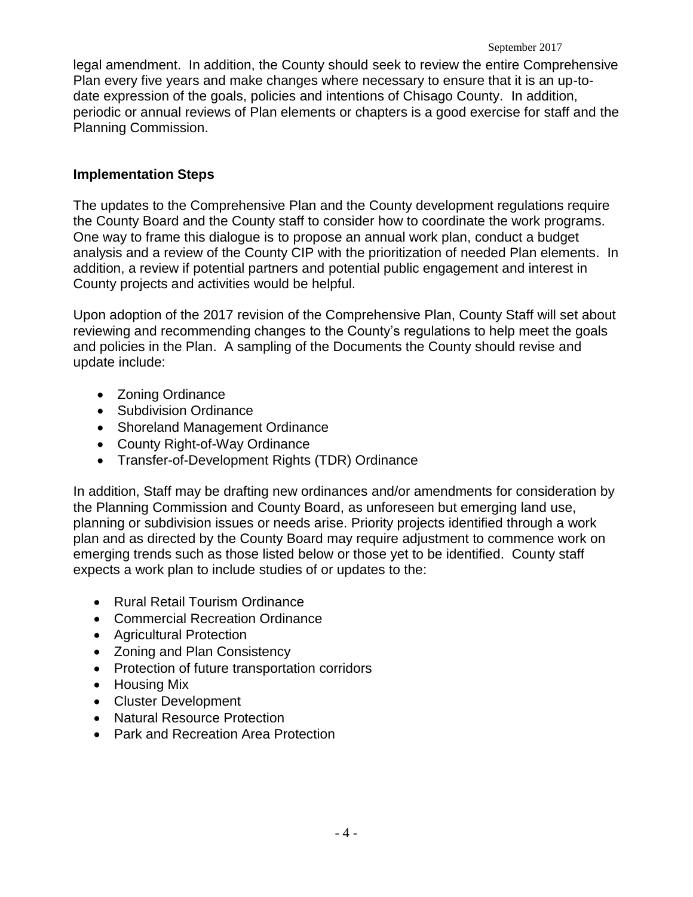legal amendment. In addition, the County should seek to review the entire Comprehensive Plan every five years and make changes where necessary to ensure that it is an up-to-date expression of the goals, policies and intentions of Chisago County. In addition, periodic or annual reviews of Plan elements or chapters is a good exercise for staff and the Planning Commission.

## Implementation Steps

The updates to the Comprehensive Plan and the County development regulations require the County Board and the County staff to consider how to coordinate the work programs. One way to frame this dialogue is to propose an annual work plan, conduct a budget analysis and a review of the County CIP with the prioritization of needed Plan elements. In addition, a review if potential partners and potential public engagement and interest in County projects and activities would be helpful.

Upon adoption of the 2017 revision of the Comprehensive Plan, County Staff will set about reviewing and recommending changes to the County's regulations to help meet the goals and policies in the Plan. A sampling of the Documents the County should revise and update include:

- Zoning Ordinance
- Subdivision Ordinance
- Shoreland Management Ordinance
- County Right-of-Way Ordinance
- Transfer-of-Development Rights (TDR) Ordinance

In addition, Staff may be drafting new ordinances and/or amendments for consideration by the Planning Commission and County Board, as unforeseen but emerging land use, planning or subdivision issues or needs arise. Priority projects identified through a work plan and as directed by the County Board may require adjustment to commence work on emerging trends such as those listed below or those yet to be identified. County staff expects a work plan to include studies of or updates to the:

- Rural Retail Tourism Ordinance
- Commercial Recreation Ordinance
- Agricultural Protection
- Zoning and Plan Consistency
- Protection of future transportation corridors
- Housing Mix
- Cluster Development
- Natural Resource Protection
- Park and Recreation Area Protection